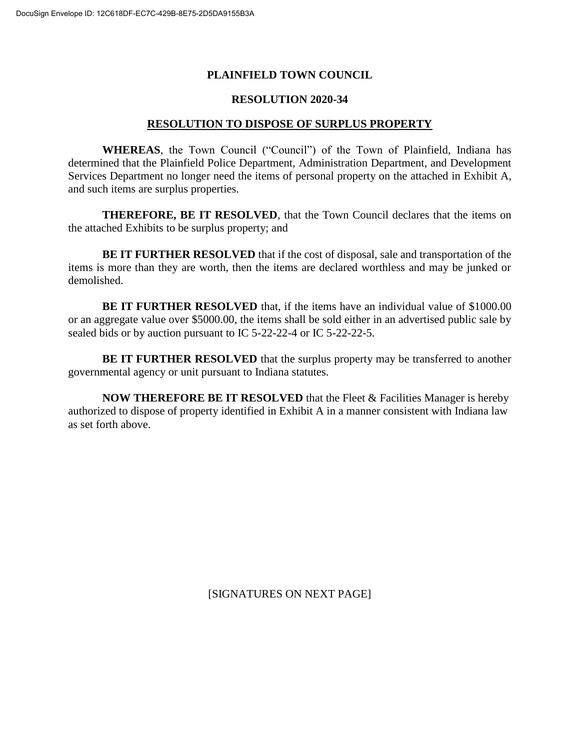DocuSign Envelope ID: 12C618DF-EC7C-429B-8E75-2D5DA9155B3A

# PLAINFIELD TOWN COUNCIL

## RESOLUTION 2020-34

## RESOLUTION TO DISPOSE OF SURPLUS PROPERTY

**WHEREAS**, the Town Council ("Council") of the Town of Plainfield, Indiana has determined that the Plainfield Police Department, Administration Department, and Development Services Department no longer need the items of personal property on the attached in Exhibit A, and such items are surplus properties.

**THEREFORE, BE IT RESOLVED**, that the Town Council declares that the items on the attached Exhibits to be surplus property; and

**BE IT FURTHER RESOLVED** that if the cost of disposal, sale and transportation of the items is more than they are worth, then the items are declared worthless and may be junked or demolished.

**BE IT FURTHER RESOLVED** that, if the items have an individual value of $1000.00 or an aggregate value over $5000.00, the items shall be sold either in an advertised public sale by sealed bids or by auction pursuant to IC 5-22-22-4 or IC 5-22-22-5.

**BE IT FURTHER RESOLVED** that the surplus property may be transferred to another governmental agency or unit pursuant to Indiana statutes.

**NOW THEREFORE BE IT RESOLVED** that the Fleet & Facilities Manager is hereby authorized to dispose of property identified in Exhibit A in a manner consistent with Indiana law as set forth above.

[SIGNATURES ON NEXT PAGE]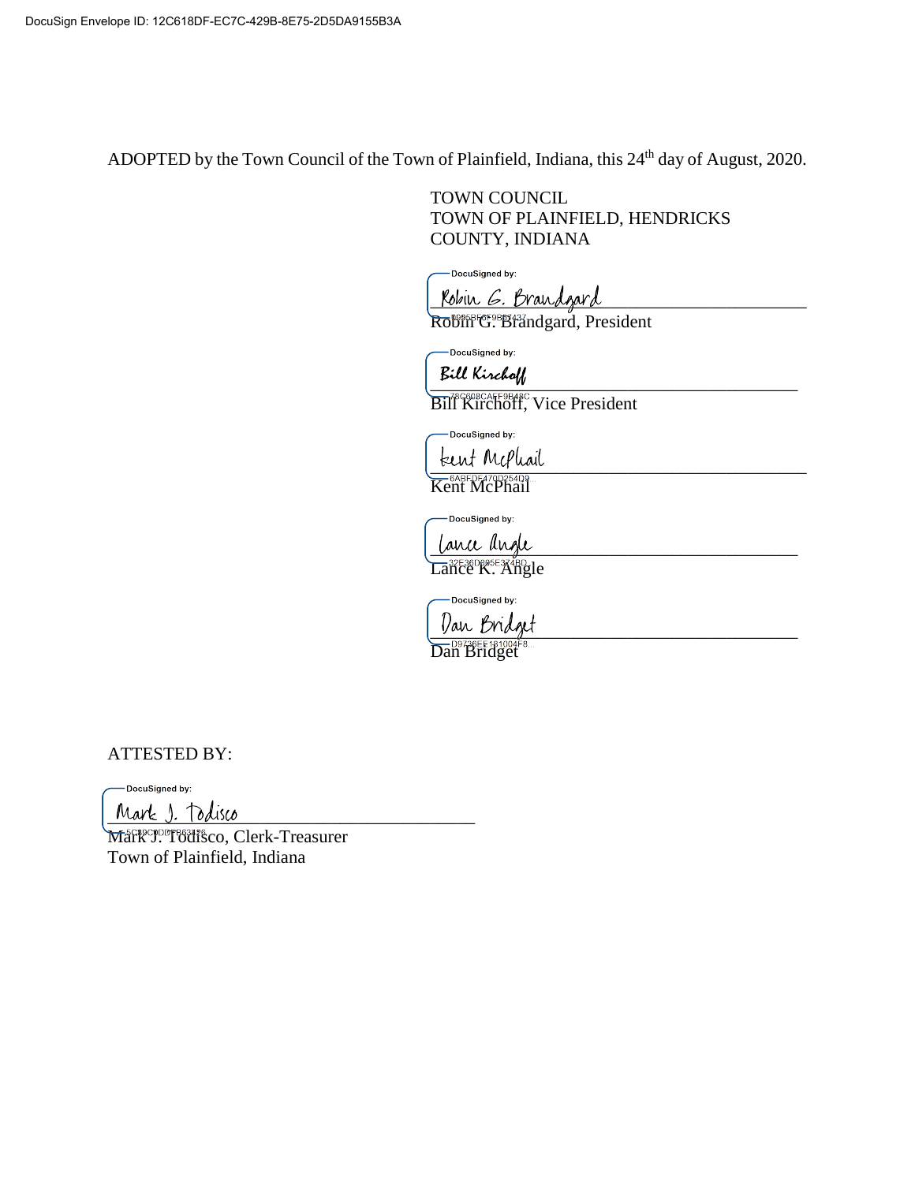ADOPTED by the Town Council of the Town of Plainfield, Indiana, this 24th day of August, 2020.

TOWN COUNCIL
TOWN OF PLAINFIELD, HENDRICKS COUNTY, INDIANA

DocuSigned by:
Robin G. Brandgard
Robin G. Brandgard, President

DocuSigned by:
Bill Kirchoff
Bill Kirchoff, Vice President

DocuSigned by:
Kent McPhail
Kent McPhail

DocuSigned by:
Lance Angle
Lance K. Angle

DocuSigned by:
Dan Bridget
Dan Bridget

ATTESTED BY:

DocuSigned by:
Mark J. Todisco
Mark J. Todisco, Clerk-Treasurer
Town of Plainfield, Indiana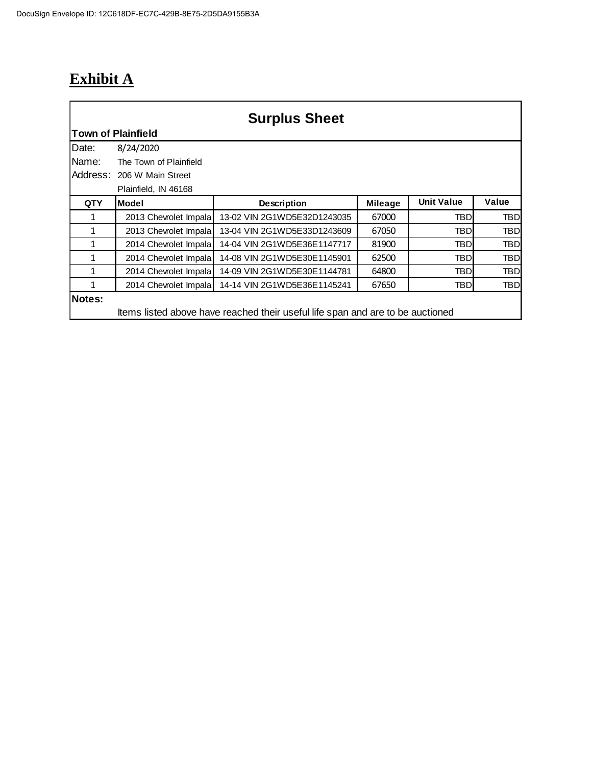# Exhibit A

## Surplus Sheet

**Town of Plainfield**

Date: 8/24/2020
Name: The Town of Plainfield
Address: 206 W Main Street
Plainfield, IN 46168

| QTY | Model | Description | Mileage | Unit Value | Value |
|---|---|---|---|---|---|
| 1 | 2013 Chevrolet Impala | 13-02 VIN 2G1WD5E32D1243035 | 67000 | TBD | TBD |
| 1 | 2013 Chevrolet Impala | 13-04 VIN 2G1WD5E33D1243609 | 67050 | TBD | TBD |
| 1 | 2014 Chevrolet Impala | 14-04 VIN 2G1WD5E36E1147717 | 81900 | TBD | TBD |
| 1 | 2014 Chevrolet Impala | 14-08 VIN 2G1WD5E30E1145901 | 62500 | TBD | TBD |
| 1 | 2014 Chevrolet Impala | 14-09 VIN 2G1WD5E30E1144781 | 64800 | TBD | TBD |
| 1 | 2014 Chevrolet Impala | 14-14 VIN 2G1WD5E36E1145241 | 67650 | TBD | TBD |

**Notes:**

Items listed above have reached their useful life span and are to be auctioned